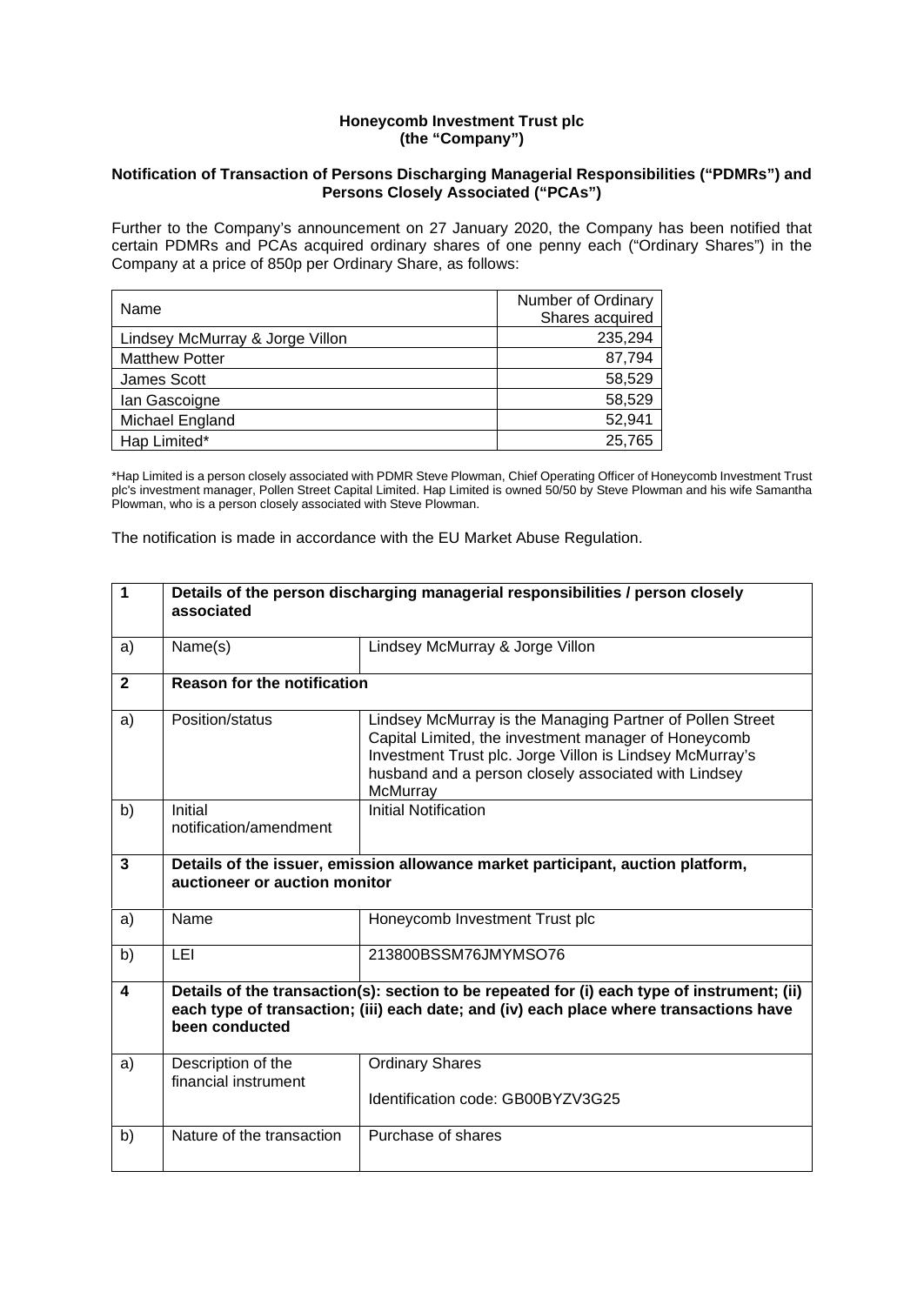**Honeycomb Investment Trust plc**
**(the "Company")**

**Notification of Transaction of Persons Discharging Managerial Responsibilities ("PDMRs") and Persons Closely Associated ("PCAs")**

Further to the Company's announcement on 27 January 2020, the Company has been notified that certain PDMRs and PCAs acquired ordinary shares of one penny each ("Ordinary Shares") in the Company at a price of 850p per Ordinary Share, as follows:

| Name | Number of Ordinary Shares acquired |
|---|---|
| Lindsey McMurray & Jorge Villon | 235,294 |
| Matthew Potter | 87,794 |
| James Scott | 58,529 |
| Ian Gascoigne | 58,529 |
| Michael England | 52,941 |
| Hap Limited* | 25,765 |

*Hap Limited is a person closely associated with PDMR Steve Plowman, Chief Operating Officer of Honeycomb Investment Trust plc's investment manager, Pollen Street Capital Limited. Hap Limited is owned 50/50 by Steve Plowman and his wife Samantha Plowman, who is a person closely associated with Steve Plowman.

The notification is made in accordance with the EU Market Abuse Regulation.

| | | |
|---|---|---|
| **1** | **Details of the person discharging managerial responsibilities / person closely associated** | |
| a) | Name(s) | Lindsey McMurray & Jorge Villon |
| **2** | **Reason for the notification** | |
| a) | Position/status | Lindsey McMurray is the Managing Partner of Pollen Street Capital Limited, the investment manager of Honeycomb Investment Trust plc. Jorge Villon is Lindsey McMurray's husband and a person closely associated with Lindsey McMurray |
| b) | Initial notification/amendment | Initial Notification |
| **3** | **Details of the issuer, emission allowance market participant, auction platform, auctioneer or auction monitor** | |
| a) | Name | Honeycomb Investment Trust plc |
| b) | LEI | 213800BSSM76JMYMSO76 |
| **4** | **Details of the transaction(s): section to be repeated for (i) each type of instrument; (ii) each type of transaction; (iii) each date; and (iv) each place where transactions have been conducted** | |
| a) | Description of the financial instrument | Ordinary Shares<br><br>Identification code: GB00BYZV3G25 |
| b) | Nature of the transaction | Purchase of shares |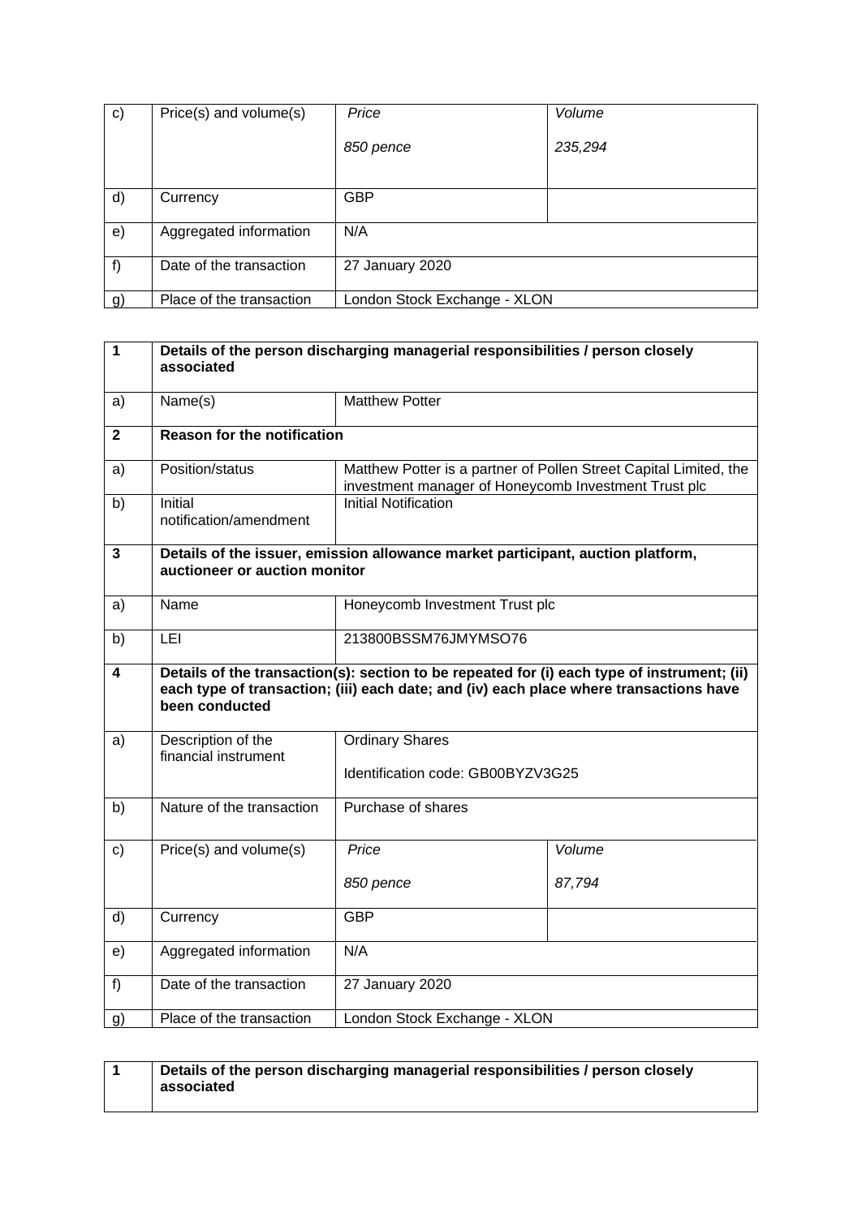| c) | Price(s) and volume(s) | *Price*<br><br>*850 pence* | *Volume*<br><br>*235,294* |
|---|---|---|---|
| d) | Currency | GBP | |
| e) | Aggregated information | N/A | |
| f) | Date of the transaction | 27 January 2020 | |
| g) | Place of the transaction | London Stock Exchange - XLON | |

| **1** | **Details of the person discharging managerial responsibilities / person closely associated** | | |
|---|---|---|---|
| a) | Name(s) | Matthew Potter | |
| **2** | **Reason for the notification** | | |
| a) | Position/status | Matthew Potter is a partner of Pollen Street Capital Limited, the investment manager of Honeycomb Investment Trust plc | |
| b) | Initial notification/amendment | Initial Notification | |
| **3** | **Details of the issuer, emission allowance market participant, auction platform, auctioneer or auction monitor** | | |
| a) | Name | Honeycomb Investment Trust plc | |
| b) | LEI | 213800BSSM76JMYMSO76 | |
| **4** | **Details of the transaction(s): section to be repeated for (i) each type of instrument; (ii) each type of transaction; (iii) each date; and (iv) each place where transactions have been conducted** | | |
| a) | Description of the financial instrument | Ordinary Shares<br><br>Identification code: GB00BYZV3G25 | |
| b) | Nature of the transaction | Purchase of shares | |
| c) | Price(s) and volume(s) | *Price*<br><br>*850 pence* | *Volume*<br><br>*87,794* |
| d) | Currency | GBP | |
| e) | Aggregated information | N/A | |
| f) | Date of the transaction | 27 January 2020 | |
| g) | Place of the transaction | London Stock Exchange - XLON | |

| **1** | **Details of the person discharging managerial responsibilities / person closely associated** |
|---|---|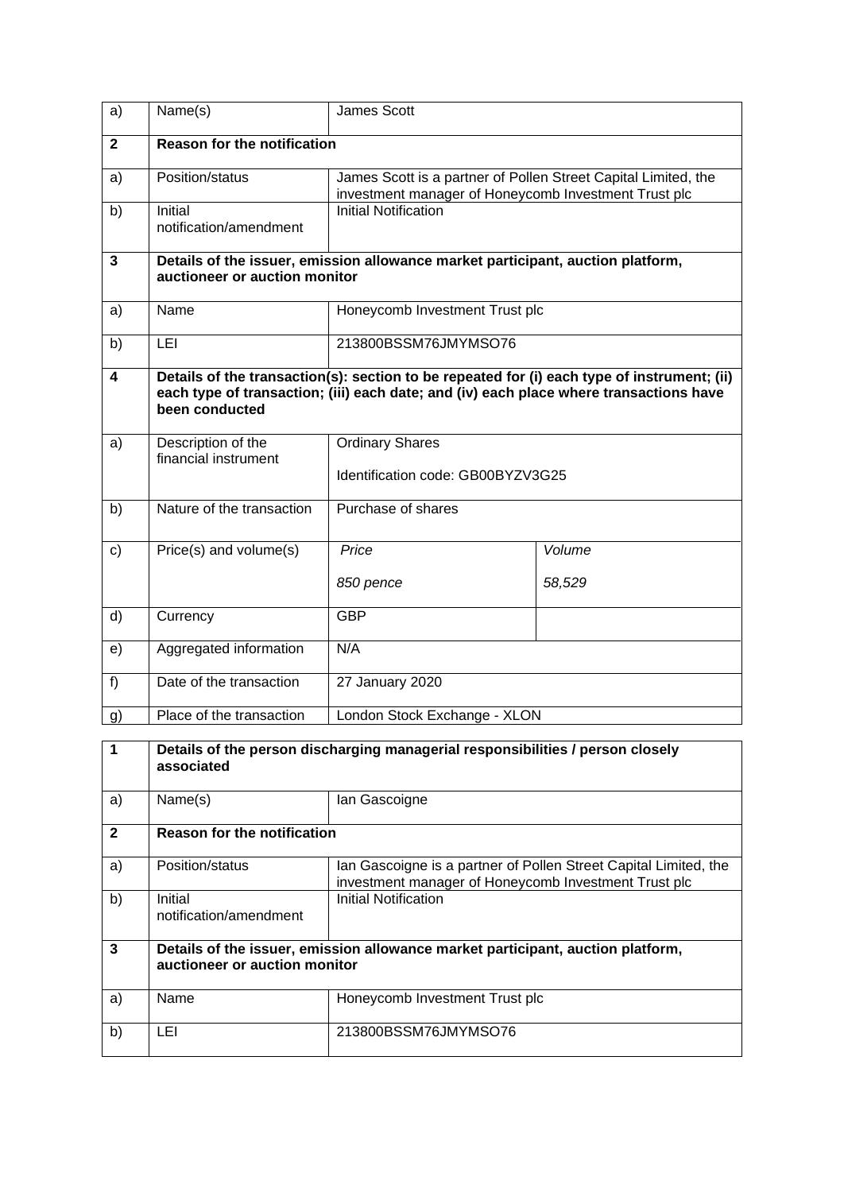| | | | |
|---|---|---|---|
| a) | Name(s) | James Scott | |
| **2** | **Reason for the notification** | | |
| a) | Position/status | James Scott is a partner of Pollen Street Capital Limited, the investment manager of Honeycomb Investment Trust plc | |
| b) | Initial notification/amendment | Initial Notification | |
| **3** | **Details of the issuer, emission allowance market participant, auction platform, auctioneer or auction monitor** | | |
| a) | Name | Honeycomb Investment Trust plc | |
| b) | LEI | 213800BSSM76JMYMSO76 | |
| **4** | **Details of the transaction(s): section to be repeated for (i) each type of instrument; (ii) each type of transaction; (iii) each date; and (iv) each place where transactions have been conducted** | | |
| a) | Description of the financial instrument | Ordinary Shares<br><br>Identification code: GB00BYZV3G25 | |
| b) | Nature of the transaction | Purchase of shares | |
| c) | Price(s) and volume(s) | *Price*<br><br>*850 pence* | *Volume*<br><br>*58,529* |
| d) | Currency | GBP | |
| e) | Aggregated information | N/A | |
| f) | Date of the transaction | 27 January 2020 | |
| g) | Place of the transaction | London Stock Exchange - XLON | |

| | | |
|---|---|---|
| **1** | **Details of the person discharging managerial responsibilities / person closely associated** | |
| a) | Name(s) | Ian Gascoigne |
| **2** | **Reason for the notification** | |
| a) | Position/status | Ian Gascoigne is a partner of Pollen Street Capital Limited, the investment manager of Honeycomb Investment Trust plc |
| b) | Initial notification/amendment | Initial Notification |
| **3** | **Details of the issuer, emission allowance market participant, auction platform, auctioneer or auction monitor** | |
| a) | Name | Honeycomb Investment Trust plc |
| b) | LEI | 213800BSSM76JMYMSO76 |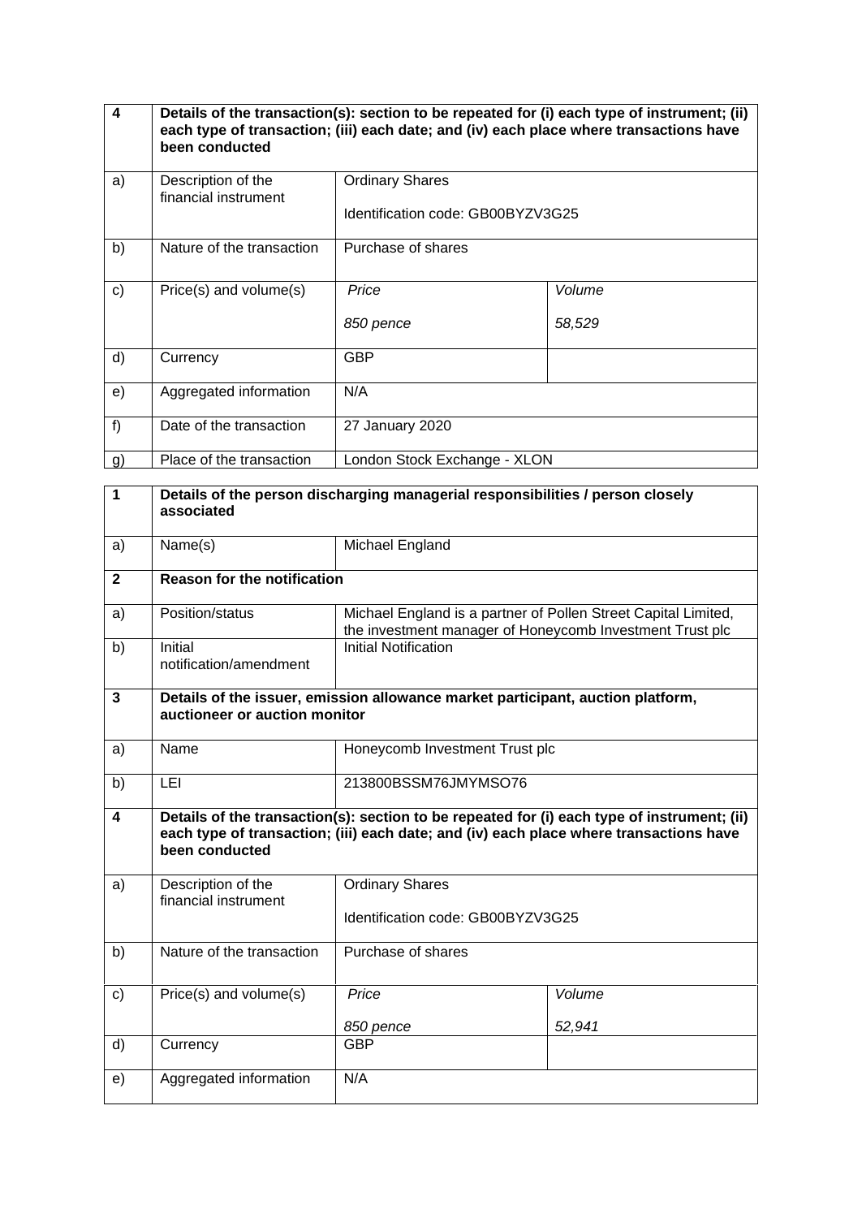| 4 | Details of the transaction(s): section to be repeated for (i) each type of instrument; (ii) each type of transaction; (iii) each date; and (iv) each place where transactions have been conducted | | |
|---|---|---|---|
| a) | Description of the financial instrument | Ordinary Shares<br><br>Identification code: GB00BYZV3G25 | |
| b) | Nature of the transaction | Purchase of shares | |
| c) | Price(s) and volume(s) | *Price*<br><br>*850 pence* | *Volume*<br><br>*58,529* |
| d) | Currency | GBP | |
| e) | Aggregated information | N/A | |
| f) | Date of the transaction | 27 January 2020 | |
| g) | Place of the transaction | London Stock Exchange - XLON | |

| 1 | Details of the person discharging managerial responsibilities / person closely associated | | |
|---|---|---|---|
| a) | Name(s) | Michael England | |
| **2** | **Reason for the notification** | | |
| a) | Position/status | Michael England is a partner of Pollen Street Capital Limited, the investment manager of Honeycomb Investment Trust plc | |
| b) | Initial notification/amendment | Initial Notification | |
| **3** | **Details of the issuer, emission allowance market participant, auction platform, auctioneer or auction monitor** | | |
| a) | Name | Honeycomb Investment Trust plc | |
| b) | LEI | 213800BSSM76JMYMSO76 | |
| **4** | **Details of the transaction(s): section to be repeated for (i) each type of instrument; (ii) each type of transaction; (iii) each date; and (iv) each place where transactions have been conducted** | | |
| a) | Description of the financial instrument | Ordinary Shares<br><br>Identification code: GB00BYZV3G25 | |
| b) | Nature of the transaction | Purchase of shares | |
| c) | Price(s) and volume(s) | *Price*<br><br>*850 pence* | *Volume*<br><br>*52,941* |
| d) | Currency | GBP | |
| e) | Aggregated information | N/A | |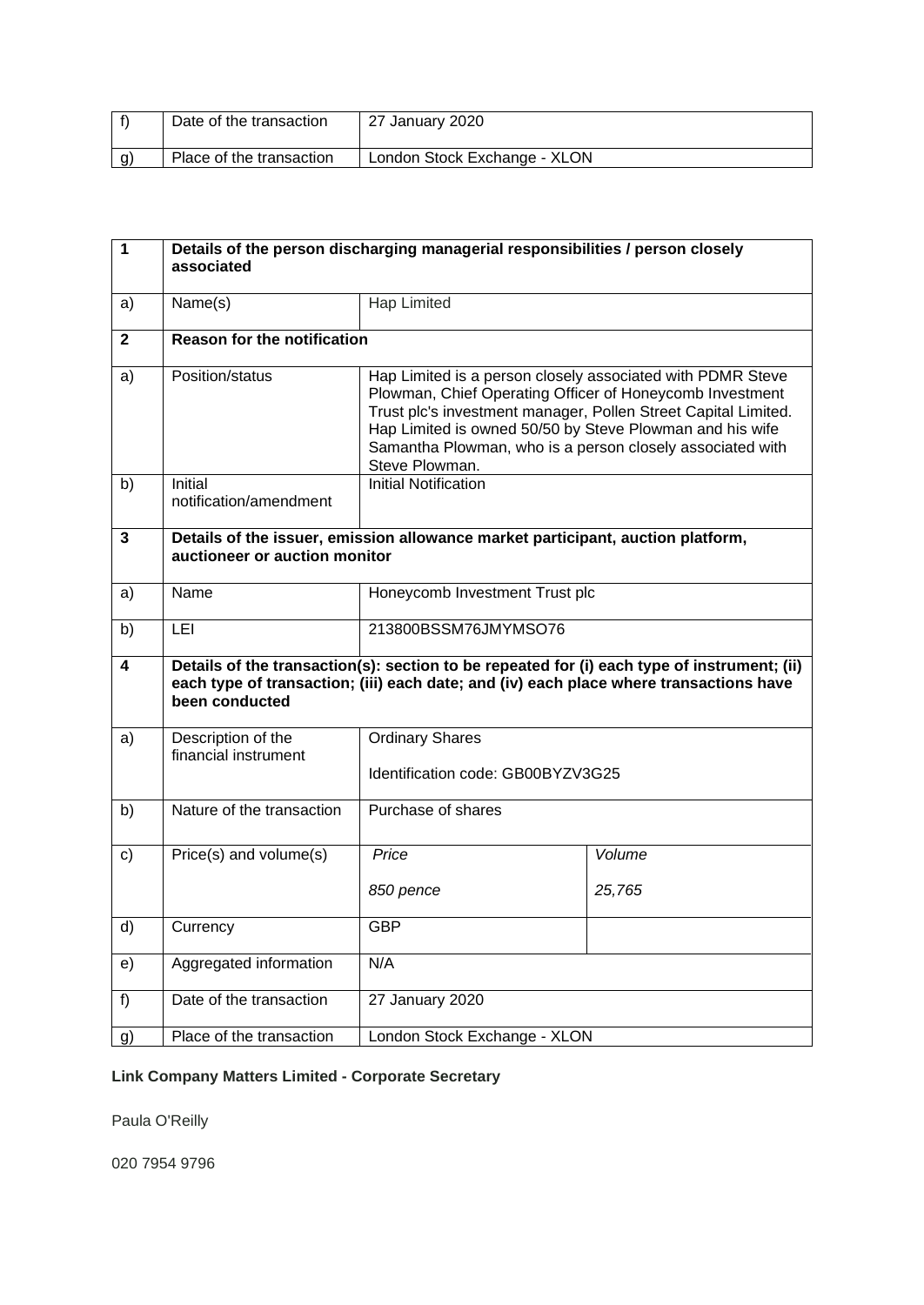| f) | Date of the transaction | 27 January 2020 |
|---|---|---|
| g) | Place of the transaction | London Stock Exchange - XLON |

| 1 | **Details of the person discharging managerial responsibilities / person closely associated** | |
|---|---|---|
| a) | Name(s) | Hap Limited |
| **2** | **Reason for the notification** | |
| a) | Position/status | Hap Limited is a person closely associated with PDMR Steve Plowman, Chief Operating Officer of Honeycomb Investment Trust plc's investment manager, Pollen Street Capital Limited. Hap Limited is owned 50/50 by Steve Plowman and his wife Samantha Plowman, who is a person closely associated with Steve Plowman. |
| b) | Initial notification/amendment | Initial Notification |
| **3** | **Details of the issuer, emission allowance market participant, auction platform, auctioneer or auction monitor** | |
| a) | Name | Honeycomb Investment Trust plc |
| b) | LEI | 213800BSSM76JMYMSO76 |
| **4** | **Details of the transaction(s): section to be repeated for (i) each type of instrument; (ii) each type of transaction; (iii) each date; and (iv) each place where transactions have been conducted** | |
| a) | Description of the financial instrument | Ordinary Shares<br><br>Identification code: GB00BYZV3G25 |
| b) | Nature of the transaction | Purchase of shares |
| c) | Price(s) and volume(s) | *Price*: *850 pence* — *Volume*: *25,765* |
| d) | Currency | GBP |
| e) | Aggregated information | N/A |
| f) | Date of the transaction | 27 January 2020 |
| g) | Place of the transaction | London Stock Exchange - XLON |

**Link Company Matters Limited - Corporate Secretary**

Paula O'Reilly

020 7954 9796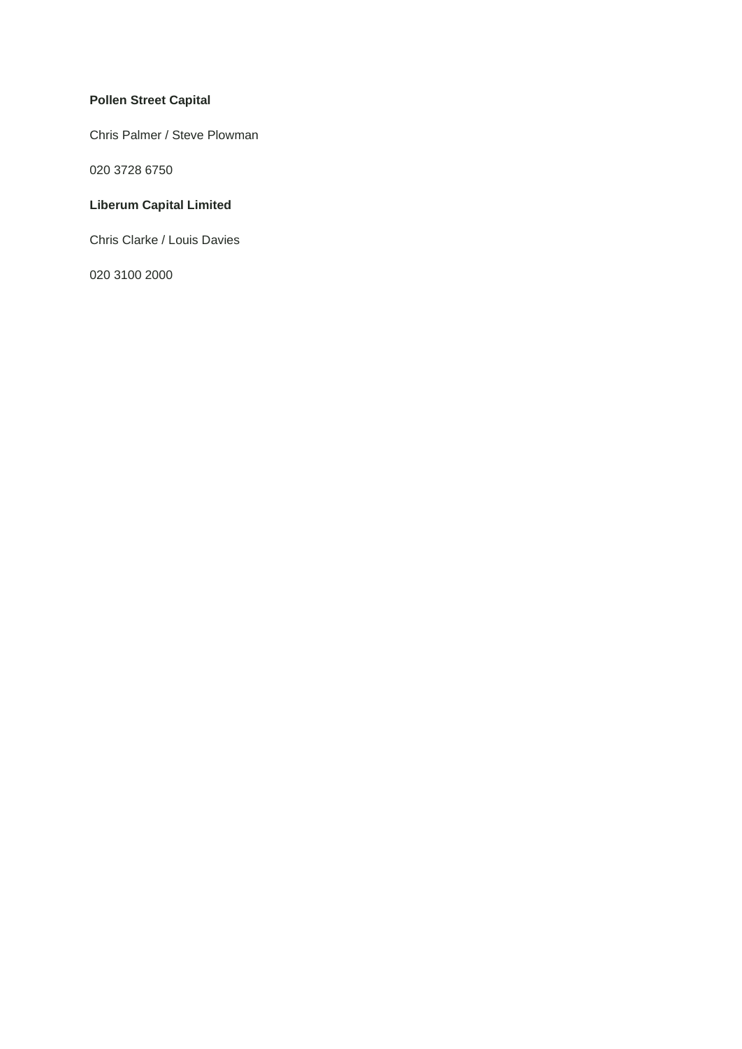**Pollen Street Capital**

Chris Palmer / Steve Plowman

020 3728 6750

**Liberum Capital Limited**

Chris Clarke / Louis Davies

020 3100 2000